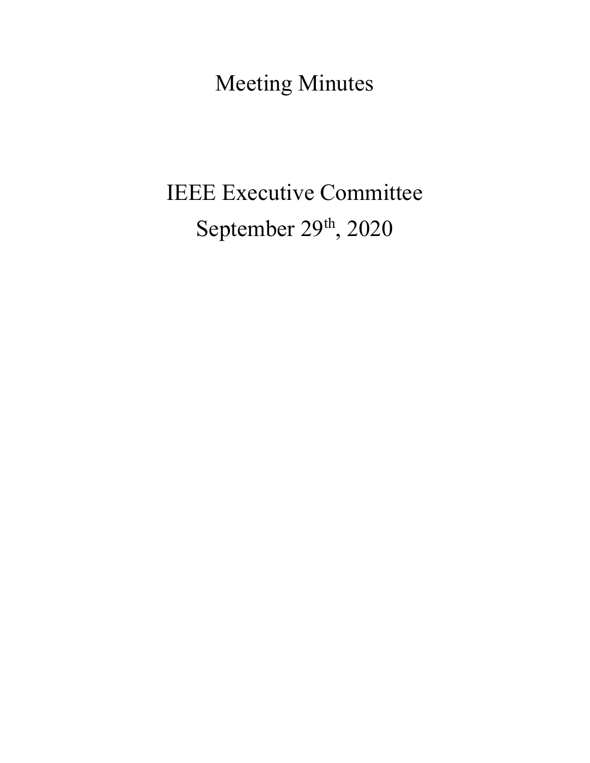# Meeting Minutes

# IEEE Executive Committee

# September 29th, 2020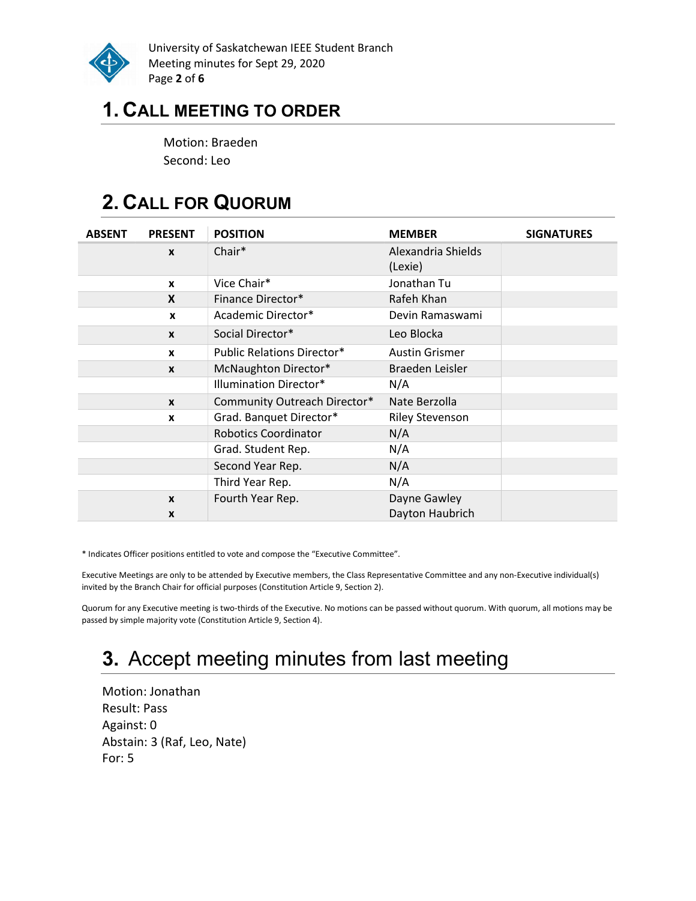# 1. Call Meeting to Order

Motion: Braeden
Second: Leo

# 2. Call for Quorum

| ABSENT | PRESENT | POSITION | MEMBER | SIGNATURES |
|---|---|---|---|---|
| | x | Chair* | Alexandria Shields (Lexie) | |
| | x | Vice Chair* | Jonathan Tu | |
| | X | Finance Director* | Rafeh Khan | |
| | x | Academic Director* | Devin Ramaswami | |
| | x | Social Director* | Leo Blocka | |
| | x | Public Relations Director* | Austin Grismer | |
| | x | McNaughton Director* | Braeden Leisler | |
| | | Illumination Director* | N/A | |
| | x | Community Outreach Director* | Nate Berzolla | |
| | x | Grad. Banquet Director* | Riley Stevenson | |
| | | Robotics Coordinator | N/A | |
| | | Grad. Student Rep. | N/A | |
| | | Second Year Rep. | N/A | |
| | | Third Year Rep. | N/A | |
| | x<br>x | Fourth Year Rep. | Dayne Gawley<br>Dayton Haubrich | |

* Indicates Officer positions entitled to vote and compose the "Executive Committee".

Executive Meetings are only to be attended by Executive members, the Class Representative Committee and any non-Executive individual(s) invited by the Branch Chair for official purposes (Constitution Article 9, Section 2).

Quorum for any Executive meeting is two-thirds of the Executive. No motions can be passed without quorum. With quorum, all motions may be passed by simple majority vote (Constitution Article 9, Section 4).

# 3. Accept meeting minutes from last meeting

Motion: Jonathan
Result: Pass
Against: 0
Abstain: 3 (Raf, Leo, Nate)
For: 5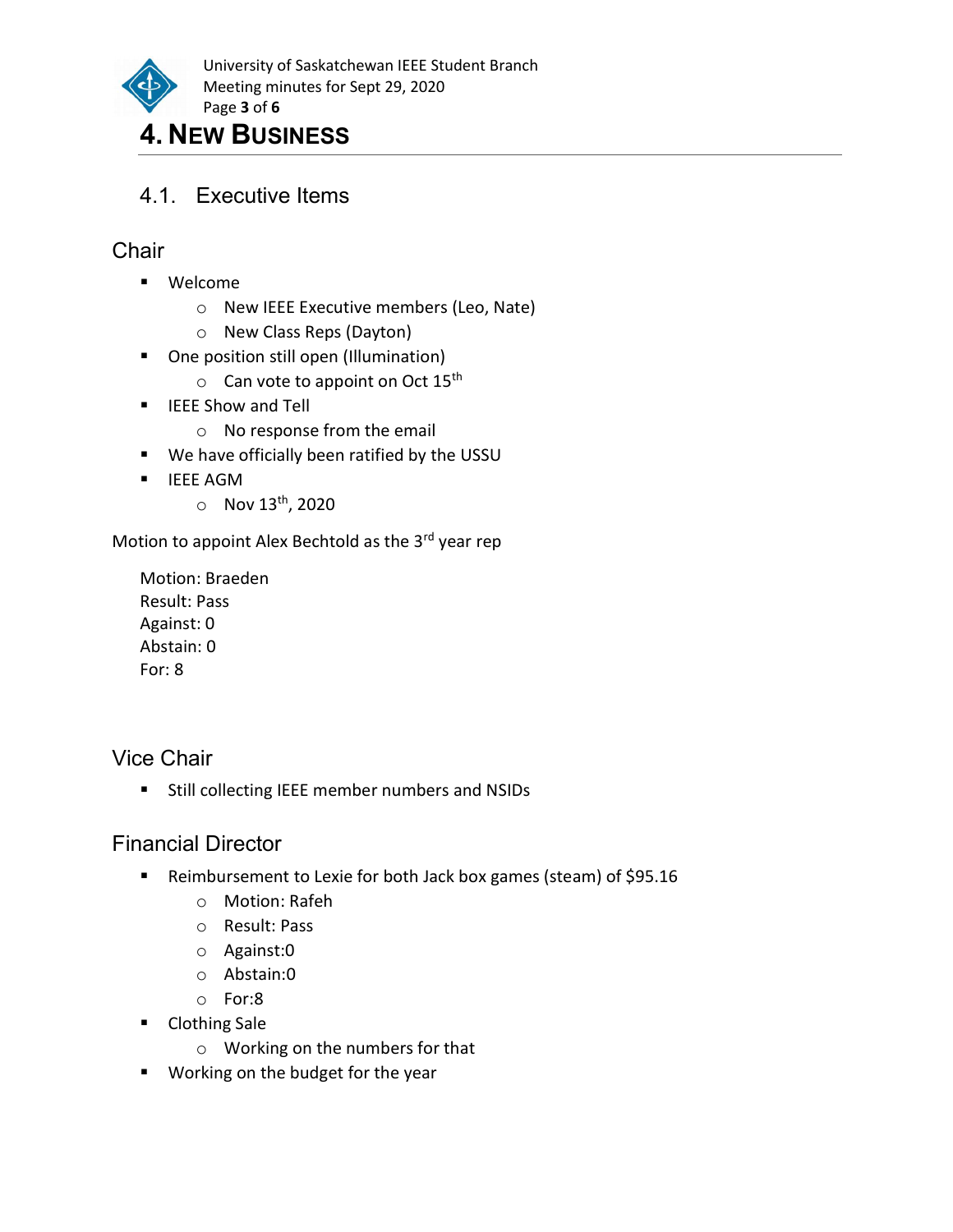# 4. New Business

## 4.1. Executive Items

### Chair

- Welcome
  - New IEEE Executive members (Leo, Nate)
  - New Class Reps (Dayton)
- One position still open (Illumination)
  - Can vote to appoint on Oct 15th
- IEEE Show and Tell
  - No response from the email
- We have officially been ratified by the USSU
- IEEE AGM
  - Nov 13th, 2020

Motion to appoint Alex Bechtold as the 3rd year rep

Motion: Braeden  
Result: Pass  
Against: 0  
Abstain: 0  
For: 8

### Vice Chair

- Still collecting IEEE member numbers and NSIDs

### Financial Director

- Reimbursement to Lexie for both Jack box games (steam) of $95.16
  - Motion: Rafeh
  - Result: Pass
  - Against:0
  - Abstain:0
  - For:8
- Clothing Sale
  - Working on the numbers for that
- Working on the budget for the year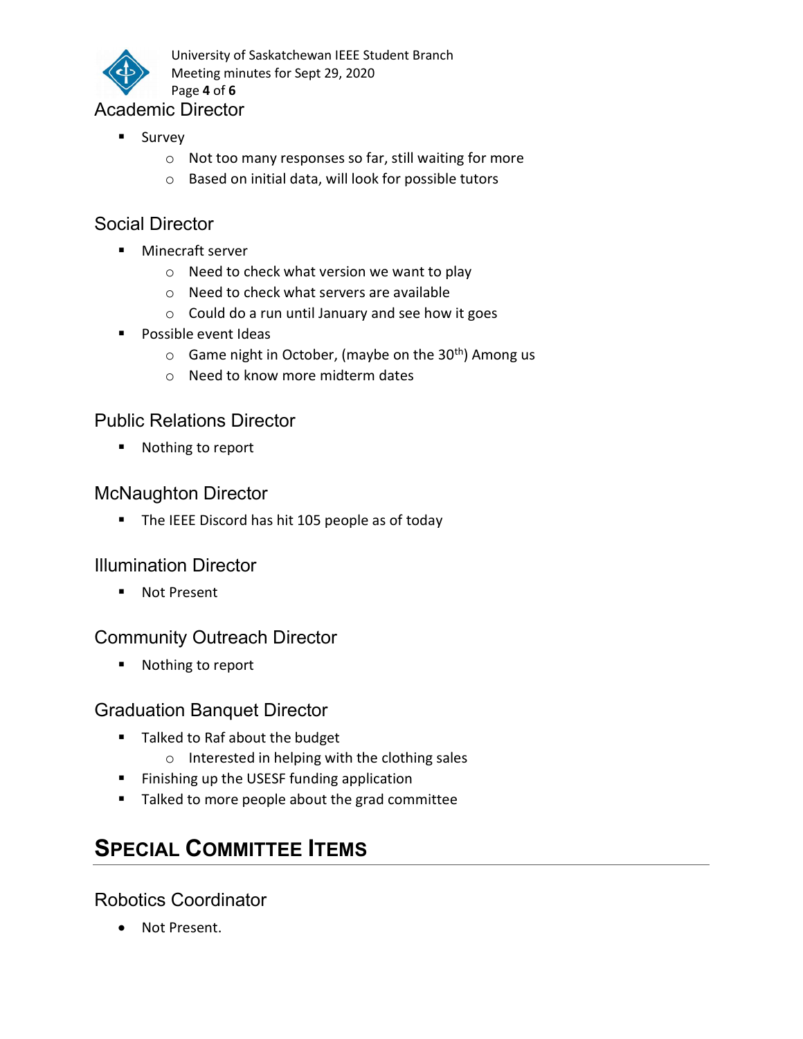## Academic Director

- Survey
  - Not too many responses so far, still waiting for more
  - Based on initial data, will look for possible tutors

## Social Director

- Minecraft server
  - Need to check what version we want to play
  - Need to check what servers are available
  - Could do a run until January and see how it goes
- Possible event Ideas
  - Game night in October, (maybe on the 30th) Among us
  - Need to know more midterm dates

## Public Relations Director

- Nothing to report

## McNaughton Director

- The IEEE Discord has hit 105 people as of today

## Illumination Director

- Not Present

## Community Outreach Director

- Nothing to report

## Graduation Banquet Director

- Talked to Raf about the budget
  - Interested in helping with the clothing sales
- Finishing up the USESF funding application
- Talked to more people about the grad committee

# Special Committee Items

## Robotics Coordinator

- Not Present.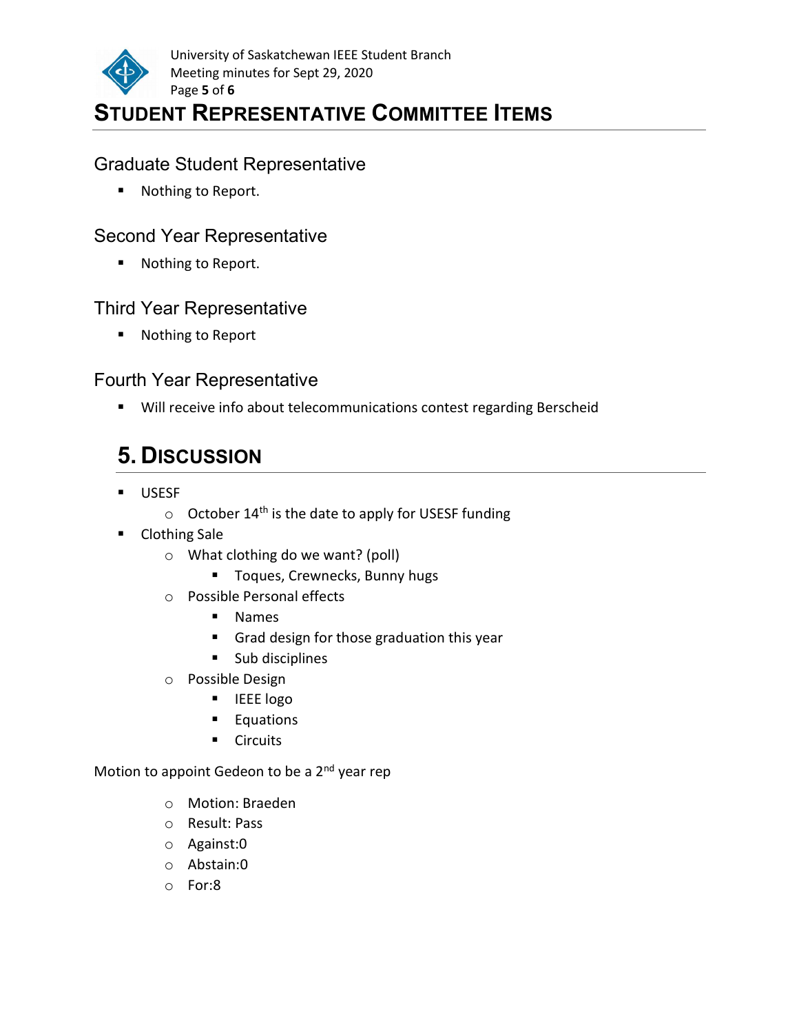# STUDENT REPRESENTATIVE COMMITTEE ITEMS

## Graduate Student Representative

- Nothing to Report.

## Second Year Representative

- Nothing to Report.

## Third Year Representative

- Nothing to Report

## Fourth Year Representative

- Will receive info about telecommunications contest regarding Berscheid

# 5. DISCUSSION

- USESF
  - October 14th is the date to apply for USESF funding
- Clothing Sale
  - What clothing do we want? (poll)
    - Toques, Crewnecks, Bunny hugs
  - Possible Personal effects
    - Names
    - Grad design for those graduation this year
    - Sub disciplines
  - Possible Design
    - IEEE logo
    - Equations
    - Circuits

Motion to appoint Gedeon to be a 2nd year rep

- Motion: Braeden
- Result: Pass
- Against:0
- Abstain:0
- For:8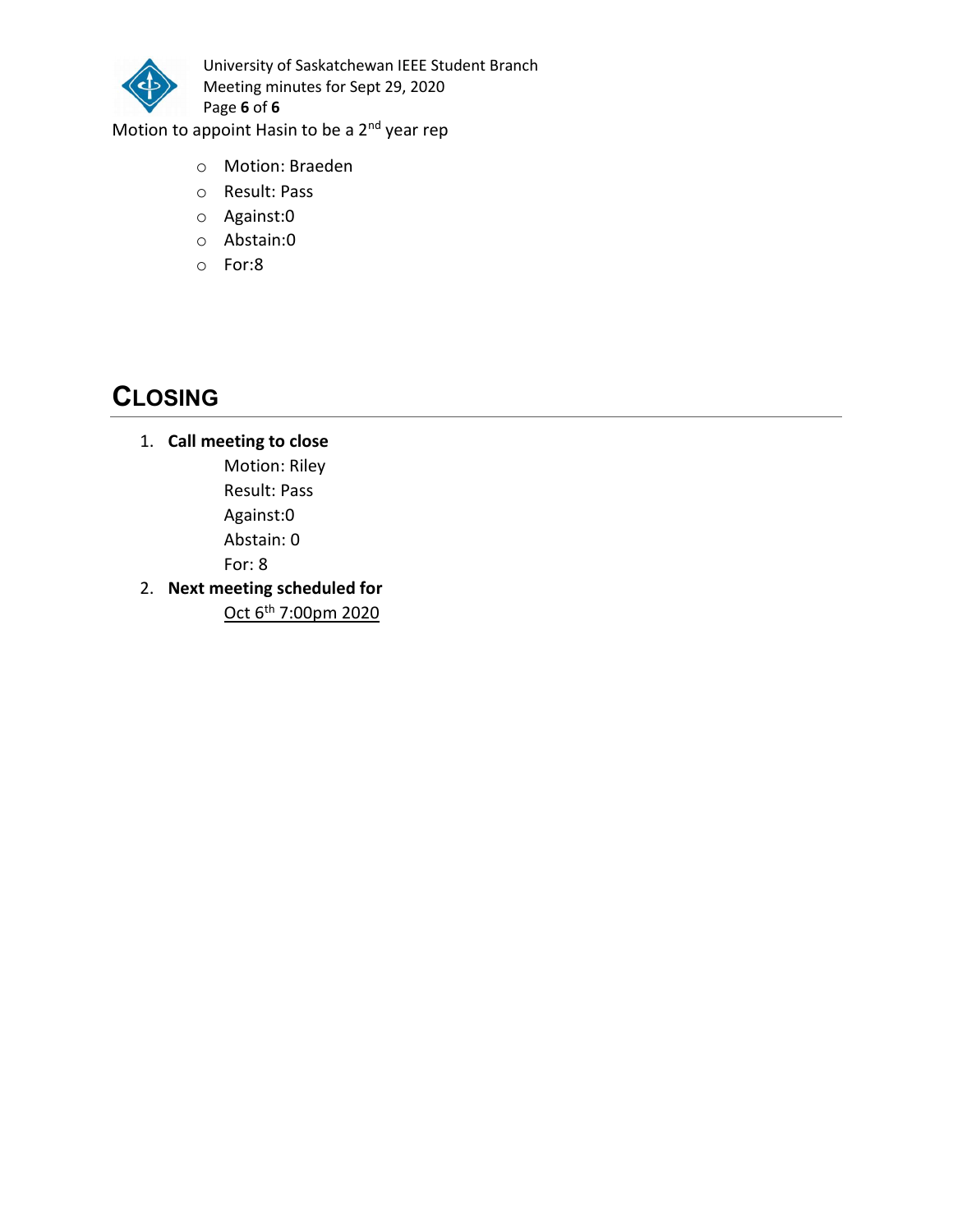Motion to appoint Hasin to be a 2nd year rep

- Motion: Braeden
- Result: Pass
- Against:0
- Abstain:0
- For:8

## CLOSING

1. **Call meeting to close**

   Motion: Riley
   Result: Pass
   Against:0
   Abstain: 0
   For: 8

2. **Next meeting scheduled for**

   Oct 6th 7:00pm 2020